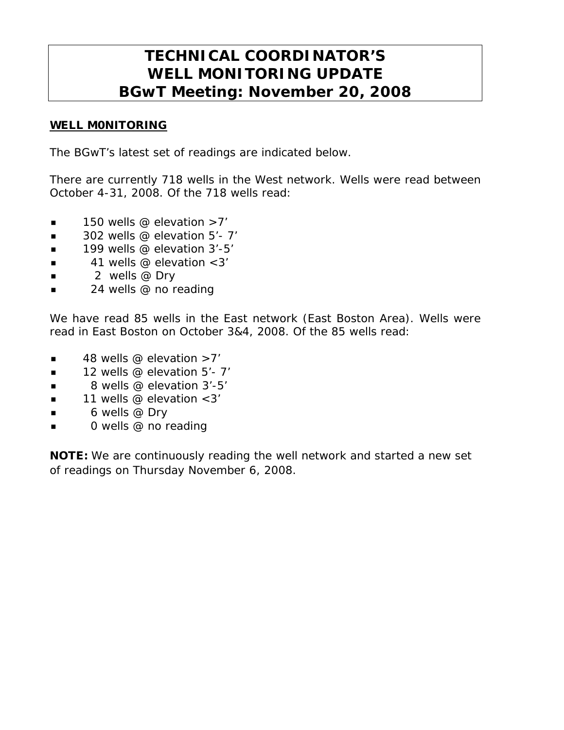# TECHNICAL COORDINATOR'S WELL MONITORING UPDATE BGwT Meeting: November 20, 2008

**WELL M0NITORING**

The BGwT's latest set of readings are indicated below.

There are currently 718 wells in the West network. Wells were read between October 4-31, 2008. Of the 718 wells read:

- 150 wells @ elevation >7'
- 302 wells @ elevation 5'- 7'
- 199 wells @ elevation 3'-5'
- 41 wells @ elevation <3'
- 2 wells @ Dry
- 24 wells @ no reading

We have read 85 wells in the East network (East Boston Area). Wells were read in East Boston on October 3&4, 2008. Of the 85 wells read:

- 48 wells @ elevation >7'
- 12 wells @ elevation 5'- 7'
- 8 wells @ elevation 3'-5'
- 11 wells @ elevation <3'
- 6 wells @ Dry
- 0 wells @ no reading

**NOTE:** We are continuously reading the well network and started a new set of readings on Thursday November 6, 2008.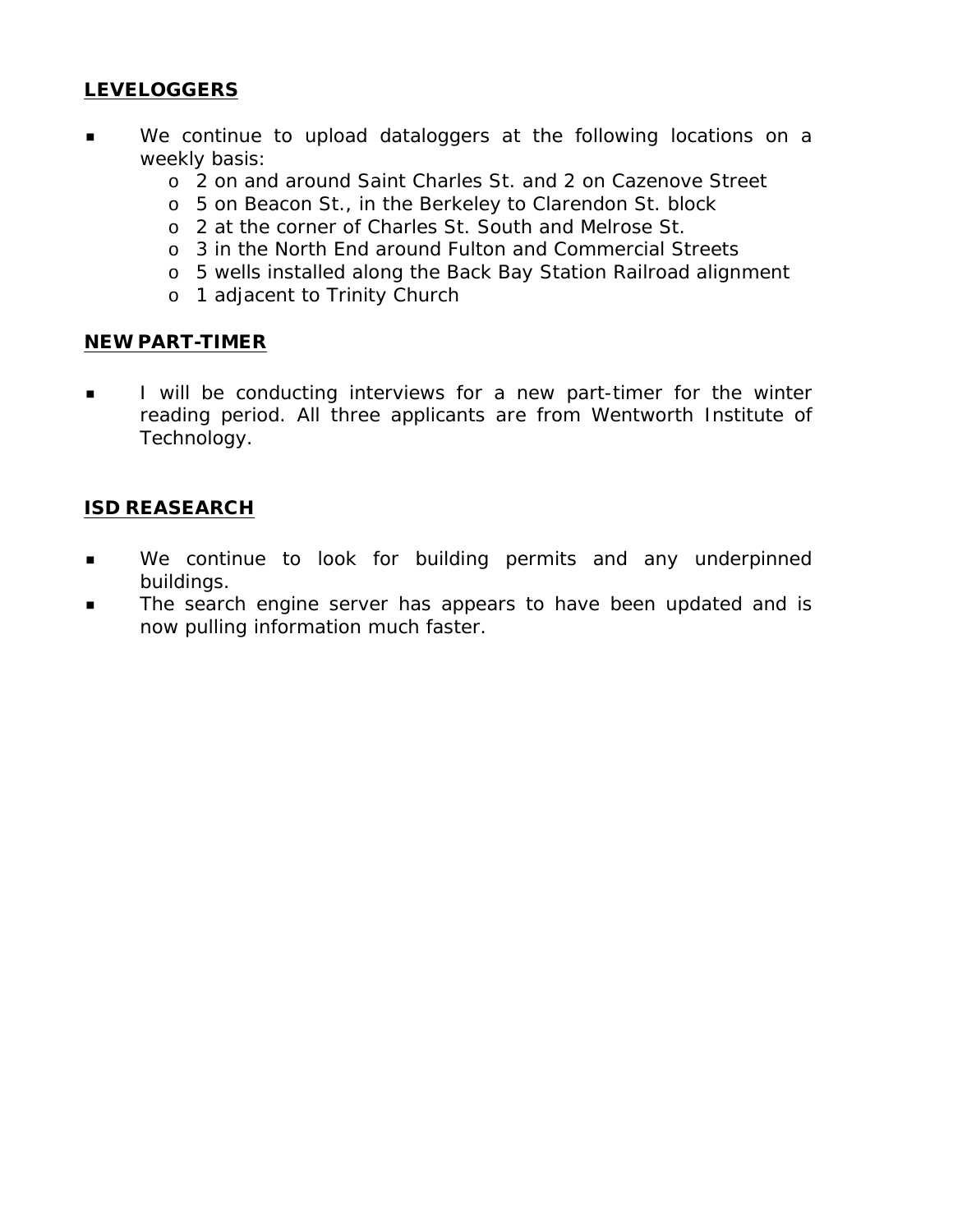**LEVELOGGERS**

- We continue to upload dataloggers at the following locations on a weekly basis:
  - 2 on and around Saint Charles St. and 2 on Cazenove Street
  - 5 on Beacon St., in the Berkeley to Clarendon St. block
  - 2 at the corner of Charles St. South and Melrose St.
  - 3 in the North End around Fulton and Commercial Streets
  - 5 wells installed along the Back Bay Station Railroad alignment
  - 1 adjacent to Trinity Church

**NEW PART-TIMER**

- I will be conducting interviews for a new part-timer for the winter reading period. All three applicants are from Wentworth Institute of Technology.

**ISD REASEARCH**

- We continue to look for building permits and any underpinned buildings.
- The search engine server has appears to have been updated and is now pulling information much faster.